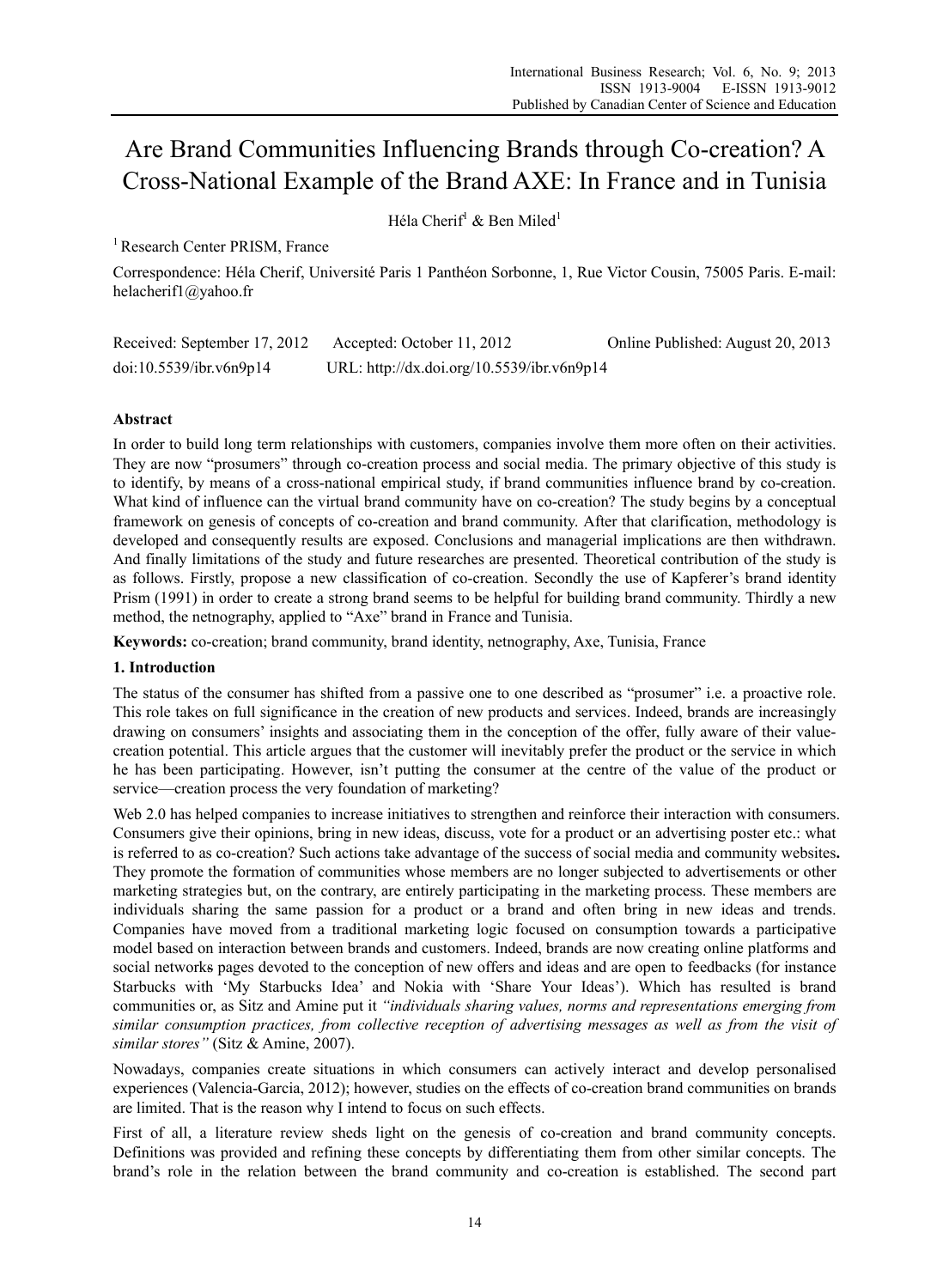# Are Brand Communities Influencing Brands through Co-creation? A Cross-National Example of the Brand AXE: In France and in Tunisia

Héla Cherif[1] & Ben Miled[1]

[1] Research Center PRISM, France

Correspondence: Héla Cherif, Université Paris 1 Panthéon Sorbonne, 1, Rue Victor Cousin, 75005 Paris. E-mail: helacherif1@yahoo.fr

Received: September 17, 2012 Accepted: October 11, 2012 Online Published: August 20, 2013

doi:10.5539/ibr.v6n9p14 URL: http://dx.doi.org/10.5539/ibr.v6n9p14

## Abstract

In order to build long term relationships with customers, companies involve them more often on their activities. They are now "prosumers" through co-creation process and social media. The primary objective of this study is to identify, by means of a cross-national empirical study, if brand communities influence brand by co-creation. What kind of influence can the virtual brand community have on co-creation? The study begins by a conceptual framework on genesis of concepts of co-creation and brand community. After that clarification, methodology is developed and consequently results are exposed. Conclusions and managerial implications are then withdrawn. And finally limitations of the study and future researches are presented. Theoretical contribution of the study is as follows. Firstly, propose a new classification of co-creation. Secondly the use of Kapferer's brand identity Prism (1991) in order to create a strong brand seems to be helpful for building brand community. Thirdly a new method, the netnography, applied to "Axe" brand in France and Tunisia.

**Keywords:** co-creation; brand community, brand identity, netnography, Axe, Tunisia, France

## 1. Introduction

The status of the consumer has shifted from a passive one to one described as "prosumer" i.e. a proactive role. This role takes on full significance in the creation of new products and services. Indeed, brands are increasingly drawing on consumers' insights and associating them in the conception of the offer, fully aware of their value-creation potential. This article argues that the customer will inevitably prefer the product or the service in which he has been participating. However, isn't putting the consumer at the centre of the value of the product or service—creation process the very foundation of marketing?

Web 2.0 has helped companies to increase initiatives to strengthen and reinforce their interaction with consumers. Consumers give their opinions, bring in new ideas, discuss, vote for a product or an advertising poster etc.: what is referred to as co-creation? Such actions take advantage of the success of social media and community websites**.** They promote the formation of communities whose members are no longer subjected to advertisements or other marketing strategies but, on the contrary, are entirely participating in the marketing process. These members are individuals sharing the same passion for a product or a brand and often bring in new ideas and trends. Companies have moved from a traditional marketing logic focused on consumption towards a participative model based on interaction between brands and customers. Indeed, brands are now creating online platforms and social networks pages devoted to the conception of new offers and ideas and are open to feedbacks (for instance Starbucks with 'My Starbucks Idea' and Nokia with 'Share Your Ideas'). Which has resulted is brand communities or, as Sitz and Amine put it *"individuals sharing values, norms and representations emerging from similar consumption practices, from collective reception of advertising messages as well as from the visit of similar stores"* (Sitz & Amine, 2007).

Nowadays, companies create situations in which consumers can actively interact and develop personalised experiences (Valencia-Garcia, 2012); however, studies on the effects of co-creation brand communities on brands are limited. That is the reason why I intend to focus on such effects.

First of all, a literature review sheds light on the genesis of co-creation and brand community concepts. Definitions was provided and refining these concepts by differentiating them from other similar concepts. The brand's role in the relation between the brand community and co-creation is established. The second part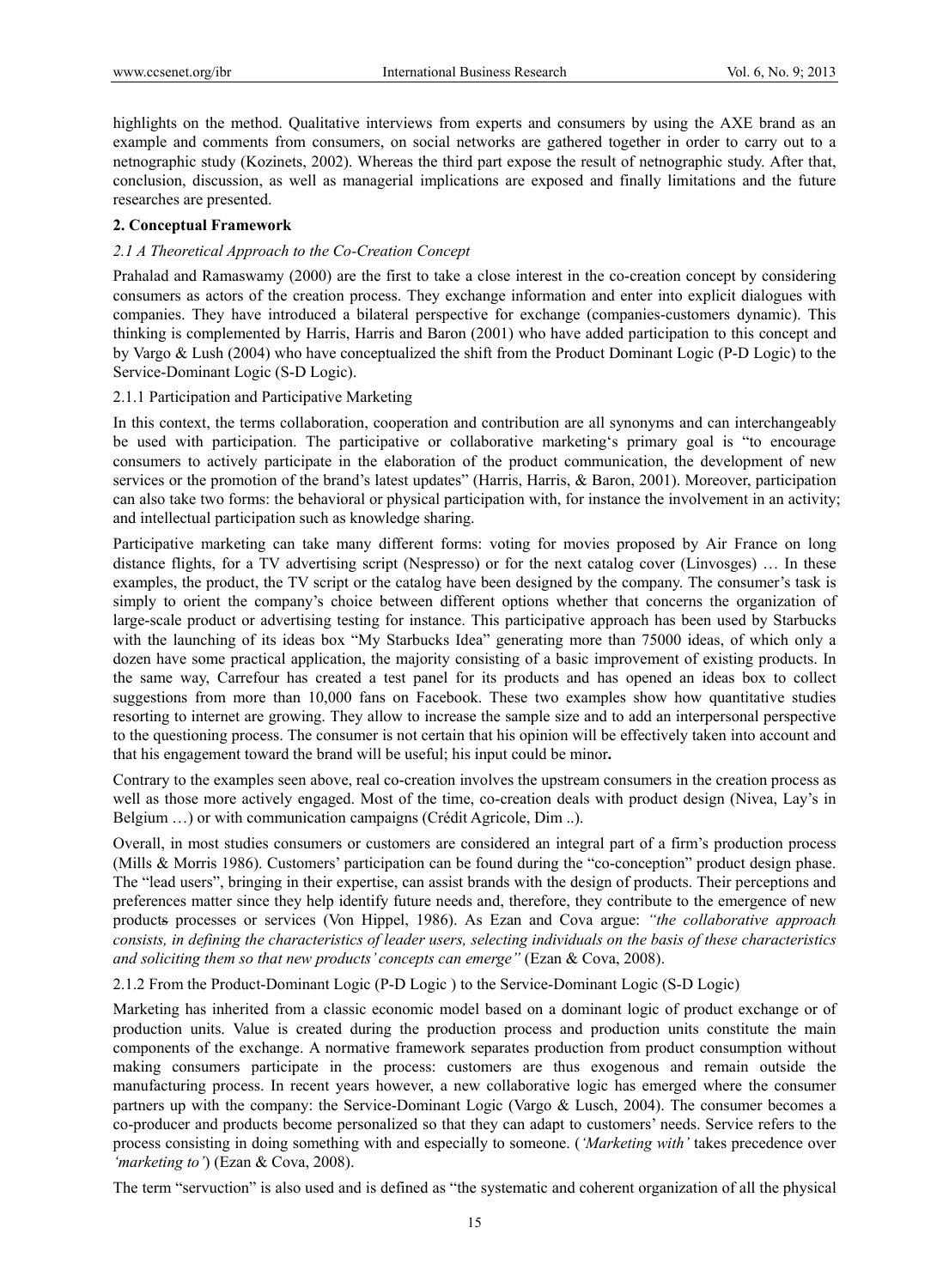highlights on the method. Qualitative interviews from experts and consumers by using the AXE brand as an example and comments from consumers, on social networks are gathered together in order to carry out to a netnographic study (Kozinets, 2002). Whereas the third part expose the result of netnographic study. After that, conclusion, discussion, as well as managerial implications are exposed and finally limitations and the future researches are presented.

## 2. Conceptual Framework

### *2.1 A Theoretical Approach to the Co-Creation Concept*

Prahalad and Ramaswamy (2000) are the first to take a close interest in the co-creation concept by considering consumers as actors of the creation process. They exchange information and enter into explicit dialogues with companies. They have introduced a bilateral perspective for exchange (companies-customers dynamic). This thinking is complemented by Harris, Harris and Baron (2001) who have added participation to this concept and by Vargo & Lush (2004) who have conceptualized the shift from the Product Dominant Logic (P-D Logic) to the Service-Dominant Logic (S-D Logic).

#### 2.1.1 Participation and Participative Marketing

In this context, the terms collaboration, cooperation and contribution are all synonyms and can interchangeably be used with participation. The participative or collaborative marketing's primary goal is "to encourage consumers to actively participate in the elaboration of the product communication, the development of new services or the promotion of the brand's latest updates" (Harris, Harris, & Baron, 2001). Moreover, participation can also take two forms: the behavioral or physical participation with, for instance the involvement in an activity; and intellectual participation such as knowledge sharing.

Participative marketing can take many different forms: voting for movies proposed by Air France on long distance flights, for a TV advertising script (Nespresso) or for the next catalog cover (Linvosges) … In these examples, the product, the TV script or the catalog have been designed by the company. The consumer's task is simply to orient the company's choice between different options whether that concerns the organization of large-scale product or advertising testing for instance. This participative approach has been used by Starbucks with the launching of its ideas box "My Starbucks Idea" generating more than 75000 ideas, of which only a dozen have some practical application, the majority consisting of a basic improvement of existing products. In the same way, Carrefour has created a test panel for its products and has opened an ideas box to collect suggestions from more than 10,000 fans on Facebook. These two examples show how quantitative studies resorting to internet are growing. They allow to increase the sample size and to add an interpersonal perspective to the questioning process. The consumer is not certain that his opinion will be effectively taken into account and that his engagement toward the brand will be useful; his input could be minor**.**

Contrary to the examples seen above, real co-creation involves the upstream consumers in the creation process as well as those more actively engaged. Most of the time, co-creation deals with product design (Nivea, Lay's in Belgium …) or with communication campaigns (Crédit Agricole, Dim ..).

Overall, in most studies consumers or customers are considered an integral part of a firm's production process (Mills & Morris 1986). Customers' participation can be found during the "co-conception" product design phase. The "lead users", bringing in their expertise, can assist brands with the design of products. Their perceptions and preferences matter since they help identify future needs and, therefore, they contribute to the emergence of new ~~products~~ product processes or services (Von Hippel, 1986). As Ezan and Cova argue: *"the collaborative approach consists, in defining the characteristics of leader users, selecting individuals on the basis of these characteristics and soliciting them so that new products' concepts can emerge"* (Ezan & Cova, 2008).

#### 2.1.2 From the Product-Dominant Logic (P-D Logic ) to the Service-Dominant Logic (S-D Logic)

Marketing has inherited from a classic economic model based on a dominant logic of product exchange or of production units. Value is created during the production process and production units constitute the main components of the exchange. A normative framework separates production from product consumption without making consumers participate in the process: customers are thus exogenous and remain outside the manufacturing process. In recent years however, a new collaborative logic has emerged where the consumer partners up with the company: the Service-Dominant Logic (Vargo & Lusch, 2004). The consumer becomes a co-producer and products become personalized so that they can adapt to customers' needs. Service refers to the process consisting in doing something with and especially to someone. (*'Marketing with'* takes precedence over *'marketing to'*) (Ezan & Cova, 2008).

The term "servuction" is also used and is defined as "the systematic and coherent organization of all the physical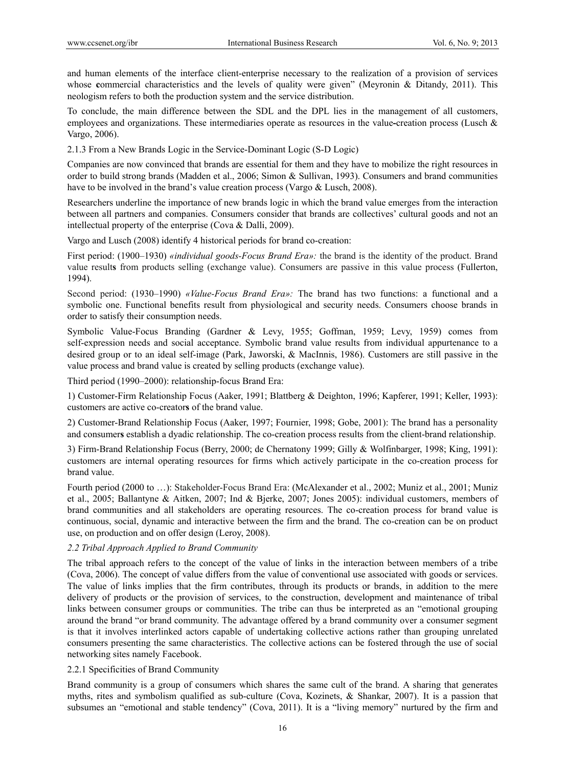and human elements of the interface client-enterprise necessary to the realization of a provision of services whose commercial characteristics and the levels of quality were given" (Meyronin & Ditandy, 2011). This neologism refers to both the production system and the service distribution.

To conclude, the main difference between the SDL and the DPL lies in the management of all customers, employees and organizations. These intermediaries operate as resources in the value-creation process (Lusch & Vargo, 2006).

### 2.1.3 From a New Brands Logic in the Service-Dominant Logic (S-D Logic)

Companies are now convinced that brands are essential for them and they have to mobilize the right resources in order to build strong brands (Madden et al., 2006; Simon & Sullivan, 1993). Consumers and brand communities have to be involved in the brand's value creation process (Vargo & Lusch, 2008).

Researchers underline the importance of new brands logic in which the brand value emerges from the interaction between all partners and companies. Consumers consider that brands are collectives' cultural goods and not an intellectual property of the enterprise (Cova & Dalli, 2009).

Vargo and Lusch (2008) identify 4 historical periods for brand co-creation:

First period: (1900–1930) *«individual goods-Focus Brand Era»:* the brand is the identity of the product. Brand value results from products selling (exchange value). Consumers are passive in this value process (Fullerton, 1994).

Second period: (1930–1990) *«Value-Focus Brand Era»:* The brand has two functions: a functional and a symbolic one. Functional benefits result from physiological and security needs. Consumers choose brands in order to satisfy their consumption needs.

Symbolic Value-Focus Branding (Gardner & Levy, 1955; Goffman, 1959; Levy, 1959) comes from self-expression needs and social acceptance. Symbolic brand value results from individual appurtenance to a desired group or to an ideal self-image (Park, Jaworski, & MacInnis, 1986). Customers are still passive in the value process and brand value is created by selling products (exchange value).

Third period (1990–2000): relationship-focus Brand Era:

1) Customer-Firm Relationship Focus (Aaker, 1991; Blattberg & Deighton, 1996; Kapferer, 1991; Keller, 1993): customers are active co-creators of the brand value.

2) Customer-Brand Relationship Focus (Aaker, 1997; Fournier, 1998; Gobe, 2001): The brand has a personality and consumers establish a dyadic relationship. The co-creation process results from the client-brand relationship.

3) Firm-Brand Relationship Focus (Berry, 2000; de Chernatony 1999; Gilly & Wolfinbarger, 1998; King, 1991): customers are internal operating resources for firms which actively participate in the co-creation process for brand value.

Fourth period (2000 to …): Stakeholder-Focus Brand Era: (McAlexander et al., 2002; Muniz et al., 2001; Muniz et al., 2005; Ballantyne & Aitken, 2007; Ind & Bjerke, 2007; Jones 2005): individual customers, members of brand communities and all stakeholders are operating resources. The co-creation process for brand value is continuous, social, dynamic and interactive between the firm and the brand. The co-creation can be on product use, on production and on offer design (Leroy, 2008).

## *2.2 Tribal Approach Applied to Brand Community*

The tribal approach refers to the concept of the value of links in the interaction between members of a tribe (Cova, 2006). The concept of value differs from the value of conventional use associated with goods or services. The value of links implies that the firm contributes, through its products or brands, in addition to the mere delivery of products or the provision of services, to the construction, development and maintenance of tribal links between consumer groups or communities. The tribe can thus be interpreted as an "emotional grouping around the brand "or brand community. The advantage offered by a brand community over a consumer segment is that it involves interlinked actors capable of undertaking collective actions rather than grouping unrelated consumers presenting the same characteristics. The collective actions can be fostered through the use of social networking sites namely Facebook.

### 2.2.1 Specificities of Brand Community

Brand community is a group of consumers which shares the same cult of the brand. A sharing that generates myths, rites and symbolism qualified as sub-culture (Cova, Kozinets, & Shankar, 2007). It is a passion that subsumes an "emotional and stable tendency" (Cova, 2011). It is a "living memory" nurtured by the firm and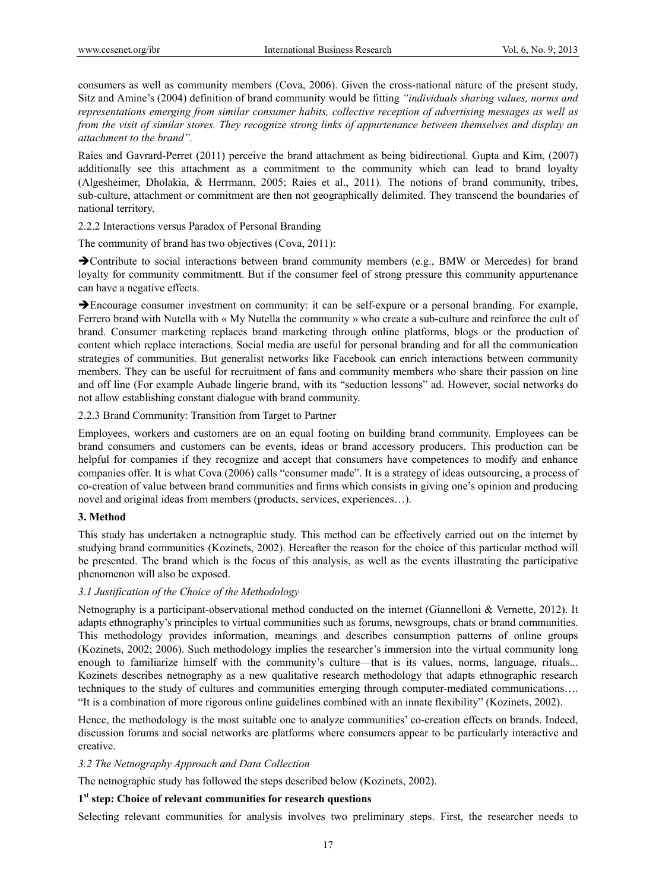consumers as well as community members (Cova, 2006). Given the cross-national nature of the present study, Sitz and Amine's (2004) definition of brand community would be fitting *"individuals sharing values, norms and representations emerging from similar consumer habits, collective reception of advertising messages as well as from the visit of similar stores. They recognize strong links of appurtenance between themselves and display an attachment to the brand".*

Raies and Gavrard-Perret (2011) perceive the brand attachment as being bidirectional. Gupta and Kim, (2007) additionally see this attachment as a commitment to the community which can lead to brand loyalty (Algesheimer, Dholakia, & Herrmann, 2005; Raies et al., 2011). The notions of brand community, tribes, sub-culture, attachment or commitment are then not geographically delimited. They transcend the boundaries of national territory.

#### 2.2.2 Interactions versus Paradox of Personal Branding

The community of brand has two objectives (Cova, 2011):

➔Contribute to social interactions between brand community members (e.g., BMW or Mercedes) for brand loyalty for community commitmentt. But if the consumer feel of strong pressure this community appurtenance can have a negative effects.

➔Encourage consumer investment on community: it can be self-expure or a personal branding. For example, Ferrero brand with Nutella with « My Nutella the community » who create a sub-culture and reinforce the cult of brand. Consumer marketing replaces brand marketing through online platforms, blogs or the production of content which replace interactions. Social media are useful for personal branding and for all the communication strategies of communities. But generalist networks like Facebook can enrich interactions between community members. They can be useful for recruitment of fans and community members who share their passion on line and off line (For example Aubade lingerie brand, with its "seduction lessons" ad. However, social networks do not allow establishing constant dialogue with brand community.

#### 2.2.3 Brand Community: Transition from Target to Partner

Employees, workers and customers are on an equal footing on building brand community. Employees can be brand consumers and customers can be events, ideas or brand accessory producers. This production can be helpful for companies if they recognize and accept that consumers have competences to modify and enhance companies offer. It is what Cova (2006) calls "consumer made". It is a strategy of ideas outsourcing, a process of co-creation of value between brand communities and firms which consists in giving one's opinion and producing novel and original ideas from members (products, services, experiences…).

## 3. Method

This study has undertaken a netnographic study. This method can be effectively carried out on the internet by studying brand communities (Kozinets, 2002). Hereafter the reason for the choice of this particular method will be presented. The brand which is the focus of this analysis, as well as the events illustrating the participative phenomenon will also be exposed.

### *3.1 Justification of the Choice of the Methodology*

Netnography is a participant-observational method conducted on the internet (Giannelloni & Vernette, 2012). It adapts ethnography's principles to virtual communities such as forums, newsgroups, chats or brand communities. This methodology provides information, meanings and describes consumption patterns of online groups (Kozinets, 2002; 2006). Such methodology implies the researcher's immersion into the virtual community long enough to familiarize himself with the community's culture—that is its values, norms, language, rituals... Kozinets describes netnography as a new qualitative research methodology that adapts ethnographic research techniques to the study of cultures and communities emerging through computer-mediated communications…. "It is a combination of more rigorous online guidelines combined with an innate flexibility" (Kozinets, 2002).

Hence, the methodology is the most suitable one to analyze communities' co-creation effects on brands. Indeed, discussion forums and social networks are platforms where consumers appear to be particularly interactive and creative.

### *3.2 The Netnography Approach and Data Collection*

The netnographic study has followed the steps described below (Kozinets, 2002).

**1st step: Choice of relevant communities for research questions**

Selecting relevant communities for analysis involves two preliminary steps. First, the researcher needs to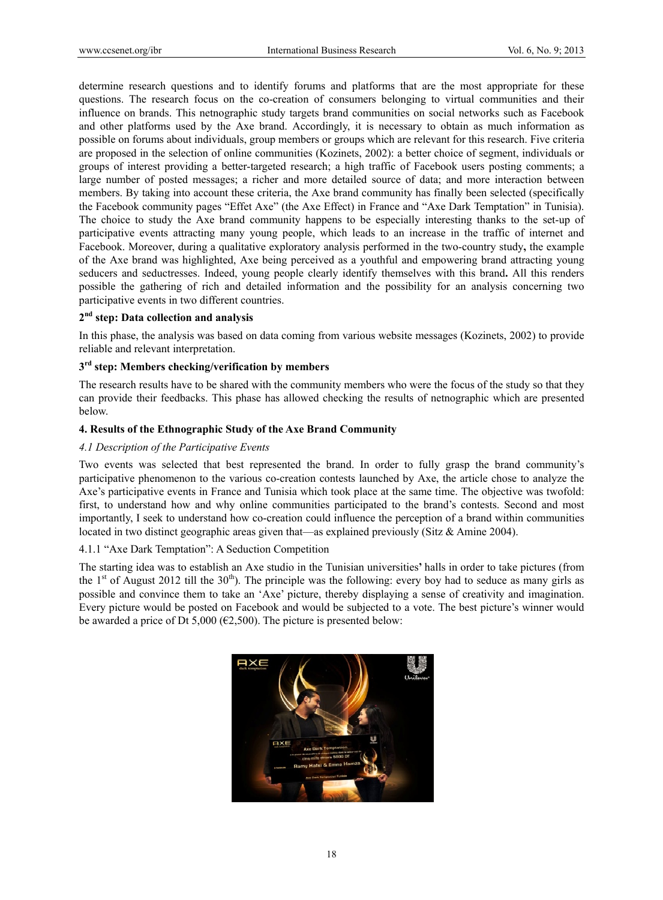determine research questions and to identify forums and platforms that are the most appropriate for these questions. The research focus on the co-creation of consumers belonging to virtual communities and their influence on brands. This netnographic study targets brand communities on social networks such as Facebook and other platforms used by the Axe brand. Accordingly, it is necessary to obtain as much information as possible on forums about individuals, group members or groups which are relevant for this research. Five criteria are proposed in the selection of online communities (Kozinets, 2002): a better choice of segment, individuals or groups of interest providing a better-targeted research; a high traffic of Facebook users posting comments; a large number of posted messages; a richer and more detailed source of data; and more interaction between members. By taking into account these criteria, the Axe brand community has finally been selected (specifically the Facebook community pages "Effet Axe" (the Axe Effect) in France and "Axe Dark Temptation" in Tunisia). The choice to study the Axe brand community happens to be especially interesting thanks to the set-up of participative events attracting many young people, which leads to an increase in the traffic of internet and Facebook. Moreover, during a qualitative exploratory analysis performed in the two-country study**,** the example of the Axe brand was highlighted, Axe being perceived as a youthful and empowering brand attracting young seducers and seductresses. Indeed, young people clearly identify themselves with this brand**.** All this renders possible the gathering of rich and detailed information and the possibility for an analysis concerning two participative events in two different countries.

**2nd step: Data collection and analysis**

In this phase, the analysis was based on data coming from various website messages (Kozinets, 2002) to provide reliable and relevant interpretation.

**3rd step: Members checking/verification by members**

The research results have to be shared with the community members who were the focus of the study so that they can provide their feedbacks. This phase has allowed checking the results of netnographic which are presented below.

## 4. Results of the Ethnographic Study of the Axe Brand Community

### *4.1 Description of the Participative Events*

Two events was selected that best represented the brand. In order to fully grasp the brand community's participative phenomenon to the various co-creation contests launched by Axe, the article chose to analyze the Axe's participative events in France and Tunisia which took place at the same time. The objective was twofold: first, to understand how and why online communities participated to the brand's contests. Second and most importantly, I seek to understand how co-creation could influence the perception of a brand within communities located in two distinct geographic areas given that—as explained previously (Sitz & Amine 2004).

#### 4.1.1 "Axe Dark Temptation": A Seduction Competition

The starting idea was to establish an Axe studio in the Tunisian universities**'** halls in order to take pictures (from the 1st of August 2012 till the 30th). The principle was the following: every boy had to seduce as many girls as possible and convince them to take an 'Axe' picture, thereby displaying a sense of creativity and imagination. Every picture would be posted on Facebook and would be subjected to a vote. The best picture's winner would be awarded a price of Dt 5,000 (€2,500). The picture is presented below: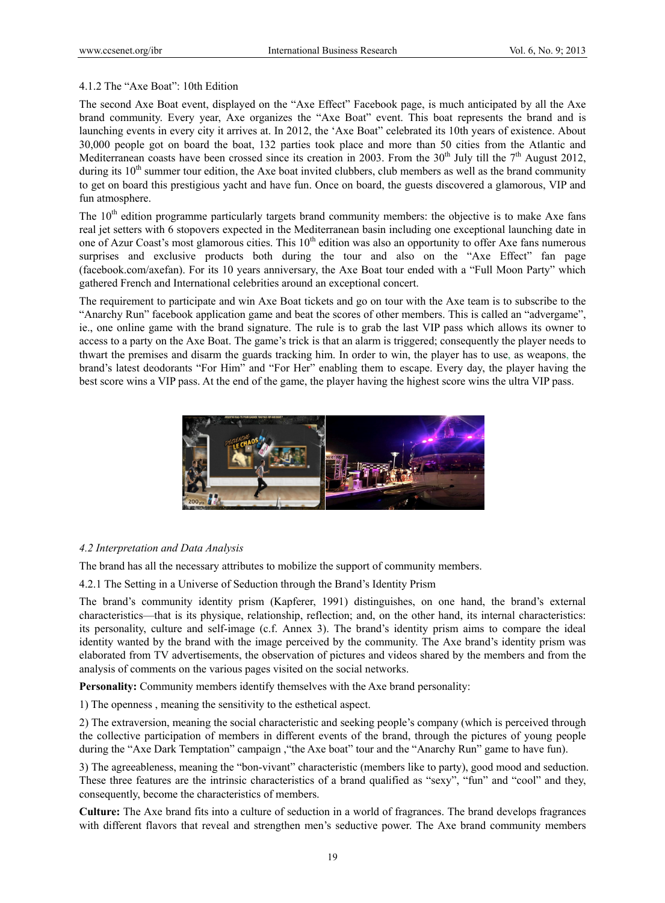#### 4.1.2 The "Axe Boat": 10th Edition

The second Axe Boat event, displayed on the "Axe Effect" Facebook page, is much anticipated by all the Axe brand community. Every year, Axe organizes the "Axe Boat" event. This boat represents the brand and is launching events in every city it arrives at. In 2012, the 'Axe Boat" celebrated its 10th years of existence. About 30,000 people got on board the boat, 132 parties took place and more than 50 cities from the Atlantic and Mediterranean coasts have been crossed since its creation in 2003. From the 30th July till the 7th August 2012, during its 10th summer tour edition, the Axe boat invited clubbers, club members as well as the brand community to get on board this prestigious yacht and have fun. Once on board, the guests discovered a glamorous, VIP and fun atmosphere.

The 10th edition programme particularly targets brand community members: the objective is to make Axe fans real jet setters with 6 stopovers expected in the Mediterranean basin including one exceptional launching date in one of Azur Coast's most glamorous cities. This 10th edition was also an opportunity to offer Axe fans numerous surprises and exclusive products both during the tour and also on the "Axe Effect" fan page (facebook.com/axefan). For its 10 years anniversary, the Axe Boat tour ended with a "Full Moon Party" which gathered French and International celebrities around an exceptional concert.

The requirement to participate and win Axe Boat tickets and go on tour with the Axe team is to subscribe to the "Anarchy Run" facebook application game and beat the scores of other members. This is called an "advergame", ie., one online game with the brand signature. The rule is to grab the last VIP pass which allows its owner to access to a party on the Axe Boat. The game's trick is that an alarm is triggered; consequently the player needs to thwart the premises and disarm the guards tracking him. In order to win, the player has to use, as weapons, the brand's latest deodorants "For Him" and "For Her" enabling them to escape. Every day, the player having the best score wins a VIP pass. At the end of the game, the player having the highest score wins the ultra VIP pass.

### *4.2 Interpretation and Data Analysis*

The brand has all the necessary attributes to mobilize the support of community members.

#### 4.2.1 The Setting in a Universe of Seduction through the Brand's Identity Prism

The brand's community identity prism (Kapferer, 1991) distinguishes, on one hand, the brand's external characteristics—that is its physique, relationship, reflection; and, on the other hand, its internal characteristics: its personality, culture and self-image (c.f. Annex 3). The brand's identity prism aims to compare the ideal identity wanted by the brand with the image perceived by the community. The Axe brand's identity prism was elaborated from TV advertisements, the observation of pictures and videos shared by the members and from the analysis of comments on the various pages visited on the social networks.

**Personality:** Community members identify themselves with the Axe brand personality:

1) The openness , meaning the sensitivity to the esthetical aspect.

2) The extraversion, meaning the social characteristic and seeking people's company (which is perceived through the collective participation of members in different events of the brand, through the pictures of young people during the "Axe Dark Temptation" campaign ,"the Axe boat" tour and the "Anarchy Run" game to have fun).

3) The agreeableness, meaning the "bon-vivant" characteristic (members like to party), good mood and seduction. These three features are the intrinsic characteristics of a brand qualified as "sexy", "fun" and "cool" and they, consequently, become the characteristics of members.

**Culture:** The Axe brand fits into a culture of seduction in a world of fragrances. The brand develops fragrances with different flavors that reveal and strengthen men's seductive power. The Axe brand community members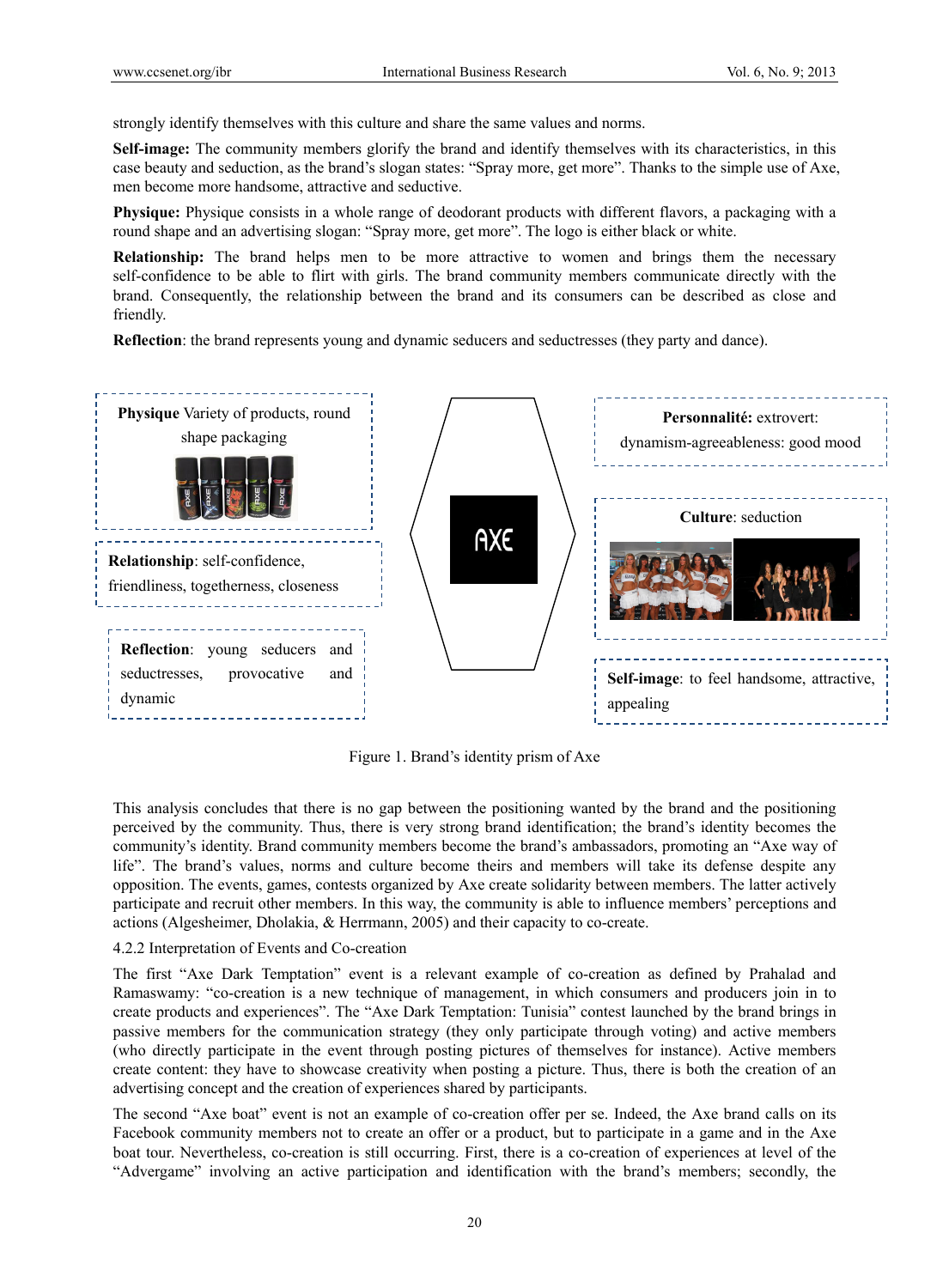strongly identify themselves with this culture and share the same values and norms.

**Self-image:** The community members glorify the brand and identify themselves with its characteristics, in this case beauty and seduction, as the brand's slogan states: "Spray more, get more". Thanks to the simple use of Axe, men become more handsome, attractive and seductive.

**Physique:** Physique consists in a whole range of deodorant products with different flavors, a packaging with a round shape and an advertising slogan: "Spray more, get more". The logo is either black or white.

**Relationship:** The brand helps men to be more attractive to women and brings them the necessary self-confidence to be able to flirt with girls. The brand community members communicate directly with the brand. Consequently, the relationship between the brand and its consumers can be described as close and friendly.

**Reflection**: the brand represents young and dynamic seducers and seductresses (they party and dance).

**Physique** Variety of products, round shape packaging

**Personnalité:** extrovert: dynamism-agreeableness: good mood

**Relationship**: self-confidence, friendliness, togetherness, closeness

AXE

**Culture**: seduction

**Reflection**: young seducers and seductresses, provocative and dynamic

**Self-image**: to feel handsome, attractive, appealing

Figure 1. Brand's identity prism of Axe

This analysis concludes that there is no gap between the positioning wanted by the brand and the positioning perceived by the community. Thus, there is very strong brand identification; the brand's identity becomes the community's identity. Brand community members become the brand's ambassadors, promoting an "Axe way of life". The brand's values, norms and culture become theirs and members will take its defense despite any opposition. The events, games, contests organized by Axe create solidarity between members. The latter actively participate and recruit other members. In this way, the community is able to influence members' perceptions and actions (Algesheimer, Dholakia, & Herrmann, 2005) and their capacity to co-create.

4.2.2 Interpretation of Events and Co-creation

The first "Axe Dark Temptation" event is a relevant example of co-creation as defined by Prahalad and Ramaswamy: "co-creation is a new technique of management, in which consumers and producers join in to create products and experiences". The "Axe Dark Temptation: Tunisia" contest launched by the brand brings in passive members for the communication strategy (they only participate through voting) and active members (who directly participate in the event through posting pictures of themselves for instance). Active members create content: they have to showcase creativity when posting a picture. Thus, there is both the creation of an advertising concept and the creation of experiences shared by participants.

The second "Axe boat" event is not an example of co-creation offer per se. Indeed, the Axe brand calls on its Facebook community members not to create an offer or a product, but to participate in a game and in the Axe boat tour. Nevertheless, co-creation is still occurring. First, there is a co-creation of experiences at level of the "Advergame" involving an active participation and identification with the brand's members; secondly, the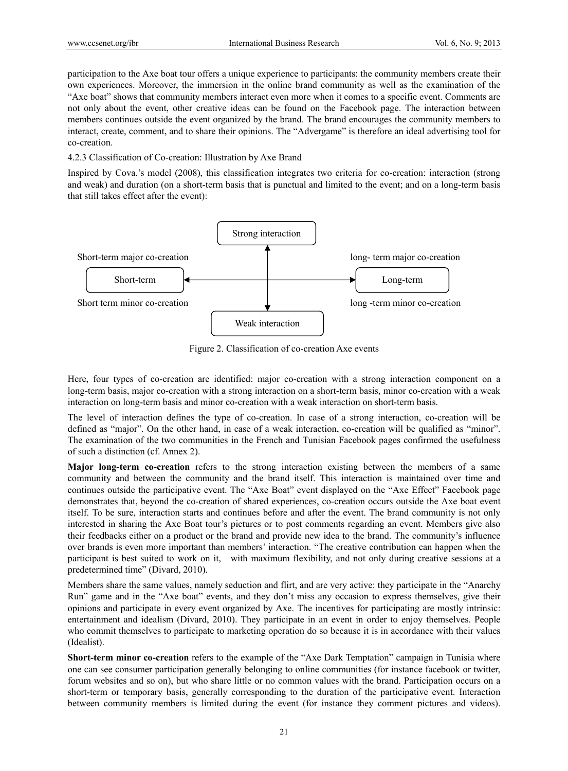participation to the Axe boat tour offers a unique experience to participants: the community members create their own experiences. Moreover, the immersion in the online brand community as well as the examination of the "Axe boat" shows that community members interact even more when it comes to a specific event. Comments are not only about the event, other creative ideas can be found on the Facebook page. The interaction between members continues outside the event organized by the brand. The brand encourages the community members to interact, create, comment, and to share their opinions. The "Advergame" is therefore an ideal advertising tool for co-creation.

#### 4.2.3 Classification of Co-creation: Illustration by Axe Brand

Inspired by Cova.'s model (2008), this classification integrates two criteria for co-creation: interaction (strong and weak) and duration (on a short-term basis that is punctual and limited to the event; and on a long-term basis that still takes effect after the event):

Strong interaction

Short-term major co-creation | long- term major co-creation

Short-term ⟷ Long-term

Short term minor co-creation | long -term minor co-creation

Weak interaction

Figure 2. Classification of co-creation Axe events

Here, four types of co-creation are identified: major co-creation with a strong interaction component on a long-term basis, major co-creation with a strong interaction on a short-term basis, minor co-creation with a weak interaction on long-term basis and minor co-creation with a weak interaction on short-term basis.

The level of interaction defines the type of co-creation. In case of a strong interaction, co-creation will be defined as "major". On the other hand, in case of a weak interaction, co-creation will be qualified as "minor". The examination of the two communities in the French and Tunisian Facebook pages confirmed the usefulness of such a distinction (cf. Annex 2).

**Major long-term co-creation** refers to the strong interaction existing between the members of a same community and between the community and the brand itself. This interaction is maintained over time and continues outside the participative event. The "Axe Boat" event displayed on the "Axe Effect" Facebook page demonstrates that, beyond the co-creation of shared experiences, co-creation occurs outside the Axe boat event itself. To be sure, interaction starts and continues before and after the event. The brand community is not only interested in sharing the Axe Boat tour's pictures or to post comments regarding an event. Members give also their feedbacks either on a product or the brand and provide new idea to the brand. The community's influence over brands is even more important than members' interaction. "The creative contribution can happen when the participant is best suited to work on it, with maximum flexibility, and not only during creative sessions at a predetermined time" (Divard, 2010).

Members share the same values, namely seduction and flirt, and are very active: they participate in the "Anarchy Run" game and in the "Axe boat" events, and they don't miss any occasion to express themselves, give their opinions and participate in every event organized by Axe. The incentives for participating are mostly intrinsic: entertainment and idealism (Divard, 2010). They participate in an event in order to enjoy themselves. People who commit themselves to participate to marketing operation do so because it is in accordance with their values (Idealist).

**Short-term minor co-creation** refers to the example of the "Axe Dark Temptation" campaign in Tunisia where one can see consumer participation generally belonging to online communities (for instance facebook or twitter, forum websites and so on), but who share little or no common values with the brand. Participation occurs on a short-term or temporary basis, generally corresponding to the duration of the participative event. Interaction between community members is limited during the event (for instance they comment pictures and videos).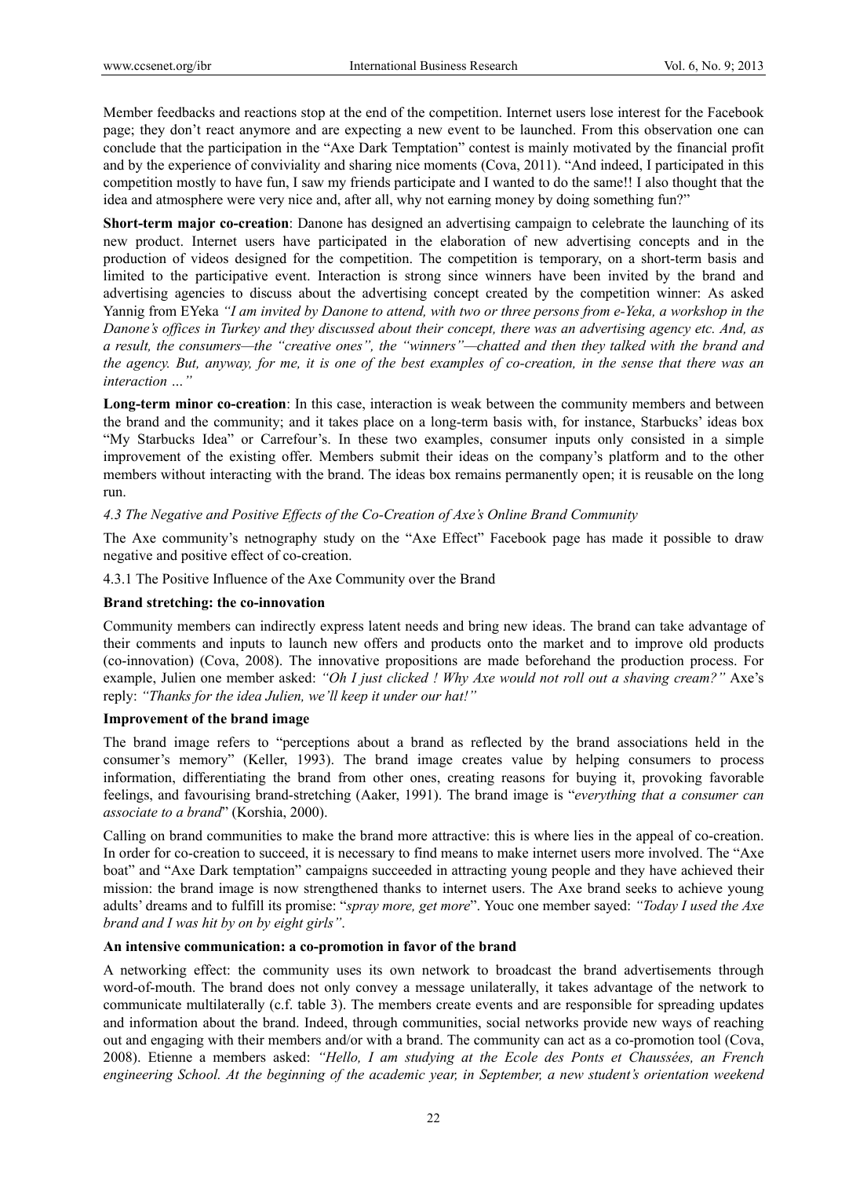Member feedbacks and reactions stop at the end of the competition. Internet users lose interest for the Facebook page; they don't react anymore and are expecting a new event to be launched. From this observation one can conclude that the participation in the "Axe Dark Temptation" contest is mainly motivated by the financial profit and by the experience of conviviality and sharing nice moments (Cova, 2011). "And indeed, I participated in this competition mostly to have fun, I saw my friends participate and I wanted to do the same!! I also thought that the idea and atmosphere were very nice and, after all, why not earning money by doing something fun?"

**Short-term major co-creation**: Danone has designed an advertising campaign to celebrate the launching of its new product. Internet users have participated in the elaboration of new advertising concepts and in the production of videos designed for the competition. The competition is temporary, on a short-term basis and limited to the participative event. Interaction is strong since winners have been invited by the brand and advertising agencies to discuss about the advertising concept created by the competition winner: As asked Yannig from EYeka *"I am invited by Danone to attend, with two or three persons from e-Yeka, a workshop in the Danone's offices in Turkey and they discussed about their concept, there was an advertising agency etc. And, as a result, the consumers—the "creative ones", the "winners"—chatted and then they talked with the brand and the agency. But, anyway, for me, it is one of the best examples of co-creation, in the sense that there was an interaction …"*

**Long-term minor co-creation**: In this case, interaction is weak between the community members and between the brand and the community; and it takes place on a long-term basis with, for instance, Starbucks' ideas box "My Starbucks Idea" or Carrefour's. In these two examples, consumer inputs only consisted in a simple improvement of the existing offer. Members submit their ideas on the company's platform and to the other members without interacting with the brand. The ideas box remains permanently open; it is reusable on the long run.

### *4.3 The Negative and Positive Effects of the Co-Creation of Axe's Online Brand Community*

The Axe community's netnography study on the "Axe Effect" Facebook page has made it possible to draw negative and positive effect of co-creation.

#### 4.3.1 The Positive Influence of the Axe Community over the Brand

**Brand stretching: the co-innovation**

Community members can indirectly express latent needs and bring new ideas. The brand can take advantage of their comments and inputs to launch new offers and products onto the market and to improve old products (co-innovation) (Cova, 2008). The innovative propositions are made beforehand the production process. For example, Julien one member asked: *"Oh I just clicked ! Why Axe would not roll out a shaving cream?"* Axe's reply: *"Thanks for the idea Julien, we'll keep it under our hat!"*

**Improvement of the brand image**

The brand image refers to "perceptions about a brand as reflected by the brand associations held in the consumer's memory" (Keller, 1993). The brand image creates value by helping consumers to process information, differentiating the brand from other ones, creating reasons for buying it, provoking favorable feelings, and favourising brand-stretching (Aaker, 1991). The brand image is "*everything that a consumer can associate to a brand*" (Korshia, 2000).

Calling on brand communities to make the brand more attractive: this is where lies in the appeal of co-creation. In order for co-creation to succeed, it is necessary to find means to make internet users more involved. The "Axe boat" and "Axe Dark temptation" campaigns succeeded in attracting young people and they have achieved their mission: the brand image is now strengthened thanks to internet users. The Axe brand seeks to achieve young adults' dreams and to fulfill its promise: "*spray more, get more*". Youc one member sayed: *"Today I used the Axe brand and I was hit by on by eight girls"*.

**An intensive communication: a co-promotion in favor of the brand**

A networking effect: the community uses its own network to broadcast the brand advertisements through word-of-mouth. The brand does not only convey a message unilaterally, it takes advantage of the network to communicate multilaterally (c.f. table 3). The members create events and are responsible for spreading updates and information about the brand. Indeed, through communities, social networks provide new ways of reaching out and engaging with their members and/or with a brand. The community can act as a co-promotion tool (Cova, 2008). Etienne a members asked: *"Hello, I am studying at the Ecole des Ponts et Chaussées, an French engineering School. At the beginning of the academic year, in September, a new student's orientation weekend*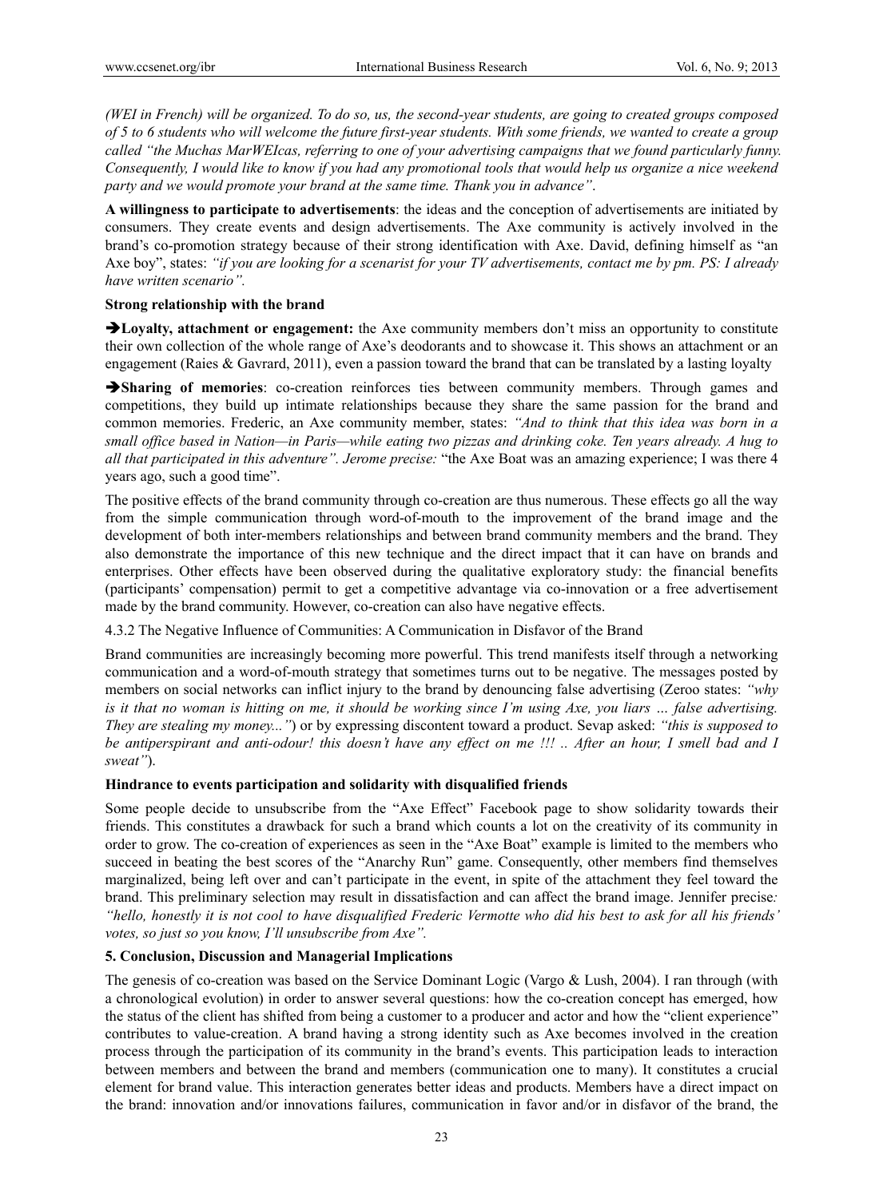*(WEI in French) will be organized. To do so, us, the second-year students, are going to created groups composed of 5 to 6 students who will welcome the future first-year students. With some friends, we wanted to create a group called "the Muchas MarWEIcas, referring to one of your advertising campaigns that we found particularly funny. Consequently, I would like to know if you had any promotional tools that would help us organize a nice weekend party and we would promote your brand at the same time. Thank you in advance"*.

**A willingness to participate to advertisements**: the ideas and the conception of advertisements are initiated by consumers. They create events and design advertisements. The Axe community is actively involved in the brand's co-promotion strategy because of their strong identification with Axe. David, defining himself as "an Axe boy", states: *"if you are looking for a scenarist for your TV advertisements, contact me by pm. PS: I already have written scenario"*.

**Strong relationship with the brand**

➔**Loyalty, attachment or engagement:** the Axe community members don't miss an opportunity to constitute their own collection of the whole range of Axe's deodorants and to showcase it. This shows an attachment or an engagement (Raies & Gavrard, 2011), even a passion toward the brand that can be translated by a lasting loyalty

➔**Sharing of memories**: co-creation reinforces ties between community members. Through games and competitions, they build up intimate relationships because they share the same passion for the brand and common memories. Frederic, an Axe community member, states: *"And to think that this idea was born in a small office based in Nation—in Paris—while eating two pizzas and drinking coke. Ten years already. A hug to all that participated in this adventure". Jerome precise:* "the Axe Boat was an amazing experience; I was there 4 years ago, such a good time".

The positive effects of the brand community through co-creation are thus numerous. These effects go all the way from the simple communication through word-of-mouth to the improvement of the brand image and the development of both inter-members relationships and between brand community members and the brand. They also demonstrate the importance of this new technique and the direct impact that it can have on brands and enterprises. Other effects have been observed during the qualitative exploratory study: the financial benefits (participants' compensation) permit to get a competitive advantage via co-innovation or a free advertisement made by the brand community. However, co-creation can also have negative effects.

#### 4.3.2 The Negative Influence of Communities: A Communication in Disfavor of the Brand

Brand communities are increasingly becoming more powerful. This trend manifests itself through a networking communication and a word-of-mouth strategy that sometimes turns out to be negative. The messages posted by members on social networks can inflict injury to the brand by denouncing false advertising (Zeroo states: *"why is it that no woman is hitting on me, it should be working since I'm using Axe, you liars … false advertising. They are stealing my money..."*) or by expressing discontent toward a product. Sevap asked: *"this is supposed to be antiperspirant and anti-odour! this doesn't have any effect on me !!! .. After an hour, I smell bad and I sweat"*).

**Hindrance to events participation and solidarity with disqualified friends**

Some people decide to unsubscribe from the "Axe Effect" Facebook page to show solidarity towards their friends. This constitutes a drawback for such a brand which counts a lot on the creativity of its community in order to grow. The co-creation of experiences as seen in the "Axe Boat" example is limited to the members who succeed in beating the best scores of the "Anarchy Run" game. Consequently, other members find themselves marginalized, being left over and can't participate in the event, in spite of the attachment they feel toward the brand. This preliminary selection may result in dissatisfaction and can affect the brand image. Jennifer precise*: "hello, honestly it is not cool to have disqualified Frederic Vermotte who did his best to ask for all his friends' votes, so just so you know, I'll unsubscribe from Axe".*

## 5. Conclusion, Discussion and Managerial Implications

The genesis of co-creation was based on the Service Dominant Logic (Vargo & Lush, 2004). I ran through (with a chronological evolution) in order to answer several questions: how the co-creation concept has emerged, how the status of the client has shifted from being a customer to a producer and actor and how the "client experience" contributes to value-creation. A brand having a strong identity such as Axe becomes involved in the creation process through the participation of its community in the brand's events. This participation leads to interaction between members and between the brand and members (communication one to many). It constitutes a crucial element for brand value. This interaction generates better ideas and products. Members have a direct impact on the brand: innovation and/or innovations failures, communication in favor and/or in disfavor of the brand, the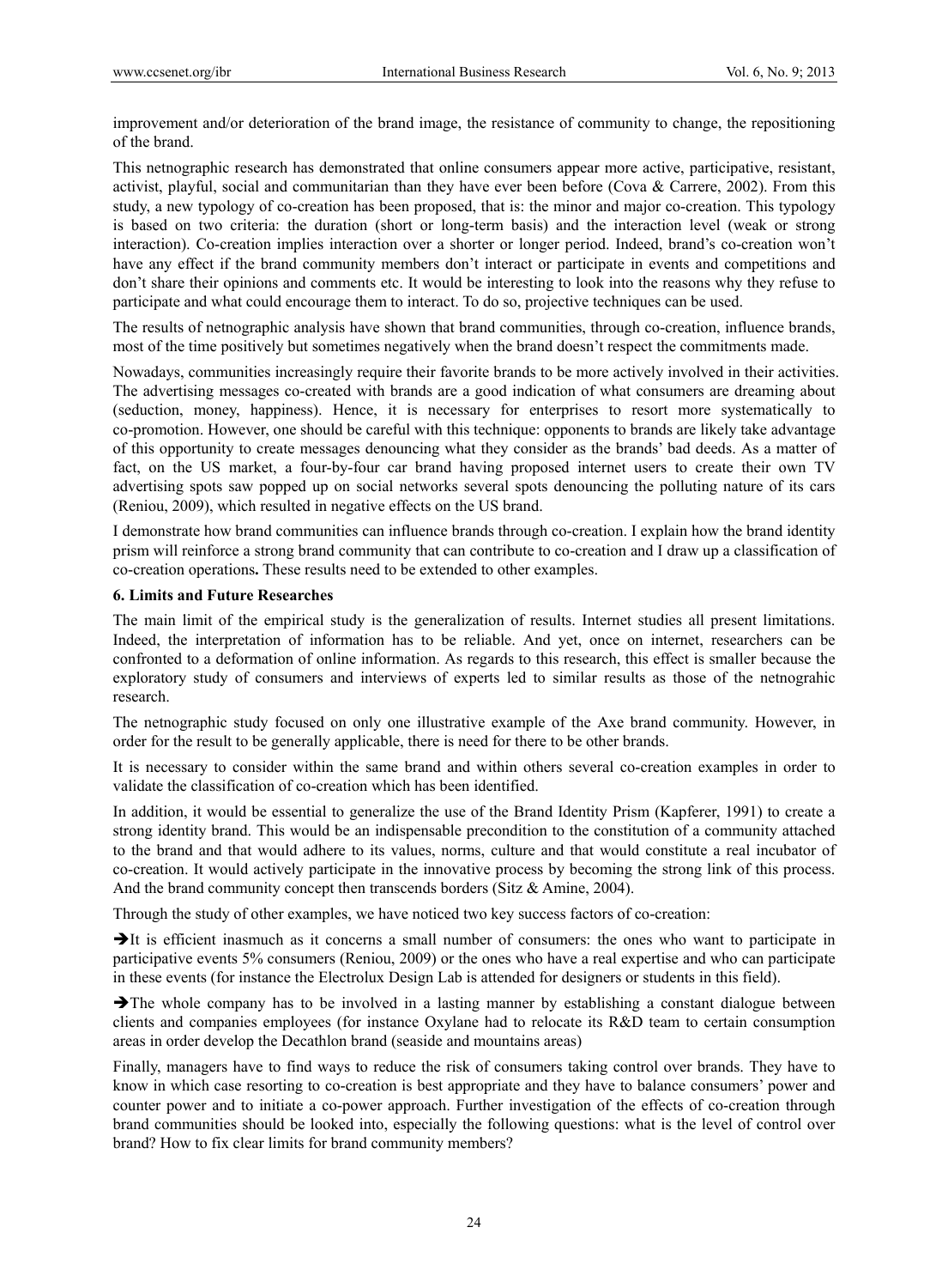improvement and/or deterioration of the brand image, the resistance of community to change, the repositioning of the brand.

This netnographic research has demonstrated that online consumers appear more active, participative, resistant, activist, playful, social and communitarian than they have ever been before (Cova & Carrere, 2002). From this study, a new typology of co-creation has been proposed, that is: the minor and major co-creation. This typology is based on two criteria: the duration (short or long-term basis) and the interaction level (weak or strong interaction). Co-creation implies interaction over a shorter or longer period. Indeed, brand's co-creation won't have any effect if the brand community members don't interact or participate in events and competitions and don't share their opinions and comments etc. It would be interesting to look into the reasons why they refuse to participate and what could encourage them to interact. To do so, projective techniques can be used.

The results of netnographic analysis have shown that brand communities, through co-creation, influence brands, most of the time positively but sometimes negatively when the brand doesn't respect the commitments made.

Nowadays, communities increasingly require their favorite brands to be more actively involved in their activities. The advertising messages co-created with brands are a good indication of what consumers are dreaming about (seduction, money, happiness). Hence, it is necessary for enterprises to resort more systematically to co-promotion. However, one should be careful with this technique: opponents to brands are likely take advantage of this opportunity to create messages denouncing what they consider as the brands' bad deeds. As a matter of fact, on the US market, a four-by-four car brand having proposed internet users to create their own TV advertising spots saw popped up on social networks several spots denouncing the polluting nature of its cars (Reniou, 2009), which resulted in negative effects on the US brand.

I demonstrate how brand communities can influence brands through co-creation. I explain how the brand identity prism will reinforce a strong brand community that can contribute to co-creation and I draw up a classification of co-creation operations**.** These results need to be extended to other examples.

## 6. Limits and Future Researches

The main limit of the empirical study is the generalization of results. Internet studies all present limitations. Indeed, the interpretation of information has to be reliable. And yet, once on internet, researchers can be confronted to a deformation of online information. As regards to this research, this effect is smaller because the exploratory study of consumers and interviews of experts led to similar results as those of the netnograhic research.

The netnographic study focused on only one illustrative example of the Axe brand community. However, in order for the result to be generally applicable, there is need for there to be other brands.

It is necessary to consider within the same brand and within others several co-creation examples in order to validate the classification of co-creation which has been identified.

In addition, it would be essential to generalize the use of the Brand Identity Prism (Kapferer, 1991) to create a strong identity brand. This would be an indispensable precondition to the constitution of a community attached to the brand and that would adhere to its values, norms, culture and that would constitute a real incubator of co-creation. It would actively participate in the innovative process by becoming the strong link of this process. And the brand community concept then transcends borders (Sitz & Amine, 2004).

Through the study of other examples, we have noticed two key success factors of co-creation:

➔It is efficient inasmuch as it concerns a small number of consumers: the ones who want to participate in participative events 5% consumers (Reniou, 2009) or the ones who have a real expertise and who can participate in these events (for instance the Electrolux Design Lab is attended for designers or students in this field).

➔The whole company has to be involved in a lasting manner by establishing a constant dialogue between clients and companies employees (for instance Oxylane had to relocate its R&D team to certain consumption areas in order develop the Decathlon brand (seaside and mountains areas)

Finally, managers have to find ways to reduce the risk of consumers taking control over brands. They have to know in which case resorting to co-creation is best appropriate and they have to balance consumers' power and counter power and to initiate a co-power approach. Further investigation of the effects of co-creation through brand communities should be looked into, especially the following questions: what is the level of control over brand? How to fix clear limits for brand community members?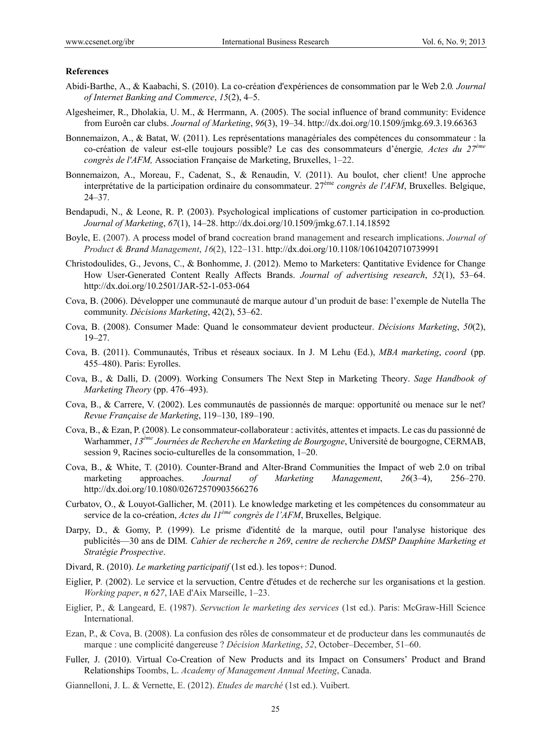**References**

Abidi-Barthe, A., & Kaabachi, S. (2010). La co-création d'expériences de consommation par le Web 2.0. *Journal of Internet Banking and Commerce*, *15*(2), 4–5.

Algesheimer, R., Dholakia, U. M., & Herrmann, A. (2005). The social influence of brand community: Evidence from Euroên car clubs. *Journal of Marketing*, *96*(3), 19–34. http://dx.doi.org/10.1509/jmkg.69.3.19.66363

Bonnemaizon, A., & Batat, W. (2011). Les représentations managériales des compétences du consommateur : la co-création de valeur est-elle toujours possible? Le cas des consommateurs d'énergie*, Actes du 27ème congrès de l'AFM,* Association Française de Marketing, Bruxelles, 1–22.

Bonnemaizon, A., Moreau, F., Cadenat, S., & Renaudin, V. (2011). Au boulot, cher client! Une approche interprétative de la participation ordinaire du consommateur. 27ème *congrès de l'AFM*, Bruxelles. Belgique, 24–37.

Bendapudi, N., & Leone, R. P. (2003). Psychological implications of customer participation in co-production*. Journal of Marketing*, *67*(1), 14–28. http://dx.doi.org/10.1509/jmkg.67.1.14.18592

Boyle, E. (2007). A process model of brand cocreation brand management and research implications. *Journal of Product & Brand Management*, *16*(2), 122–131. http://dx.doi.org/10.1108/10610420710739991

Christodoulides, G., Jevons, C., & Bonhomme, J. (2012). Memo to Marketers: Qantitative Evidence for Change How User-Generated Content Really Affects Brands. *Journal of advertising research*, *52*(1), 53–64. http://dx.doi.org/10.2501/JAR-52-1-053-064

Cova, B. (2006). Développer une communauté de marque autour d'un produit de base: l'exemple de Nutella The community. *Décisions Marketing*, 42(2), 53–62.

Cova, B. (2008). Consumer Made: Quand le consommateur devient producteur. *Décisions Marketing*, *50*(2), 19–27.

Cova, B. (2011). Communautés, Tribus et réseaux sociaux. In J. M Lehu (Ed.), *MBA marketing*, *coord* (pp. 455–480). Paris: Eyrolles.

Cova, B., & Dalli, D. (2009). Working Consumers The Next Step in Marketing Theory. *Sage Handbook of Marketing Theory* (pp. 476–493).

Cova, B., & Carrere, V. (2002). Les communautés de passionnés de marque: opportunité ou menace sur le net? *Revue Française de Marketing*, 119–130, 189–190.

Cova, B., & Ezan, P. (2008). Le consommateur-collaborateur : activités, attentes et impacts. Le cas du passionné de Warhammer, *13ème Journées de Recherche en Marketing de Bourgogne*, Université de bourgogne, CERMAB, session 9, Racines socio-culturelles de la consommation, 1–20.

Cova, B., & White, T. (2010). Counter-Brand and Alter-Brand Communities the Impact of web 2.0 on tribal marketing approaches. *Journal of Marketing Management*, *26*(3–4), 256–270. http://dx.doi.org/10.1080/02672570903566276

Curbatov, O., & Louyot-Gallicher, M. (2011). Le knowledge marketing et les compétences du consommateur au service de la co-création, *Actes du 11ème congrès de l'AFM*, Bruxelles, Belgique.

Darpy, D., & Gomy, P. (1999). Le prisme d'identité de la marque, outil pour l'analyse historique des publicités—30 ans de DIM*. Cahier de recherche n 269*, *centre de recherche DMSP Dauphine Marketing et Stratégie Prospective*.

Divard, R. (2010). *Le marketing participatif* (1st ed.). les topos+: Dunod.

Eiglier, P. (2002). Le service et la servuction, Centre d'études et de recherche sur les organisations et la gestion. *Working paper*, *n 627*, IAE d'Aix Marseille, 1–23.

Eiglier, P., & Langeard, E. (1987). *Servuction le marketing des services* (1st ed.). Paris: McGraw-Hill Science International.

Ezan, P., & Cova, B. (2008). La confusion des rôles de consommateur et de producteur dans les communautés de marque : une complicité dangereuse ? *Décision Marketing*, *52*, October–December, 51–60.

Fuller, J. (2010). Virtual Co-Creation of New Products and its Impact on Consumers' Product and Brand Relationships Toombs, L. *Academy of Management Annual Meeting*, Canada.

Giannelloni, J. L. & Vernette, E. (2012). *Etudes de marché* (1st ed.). Vuibert.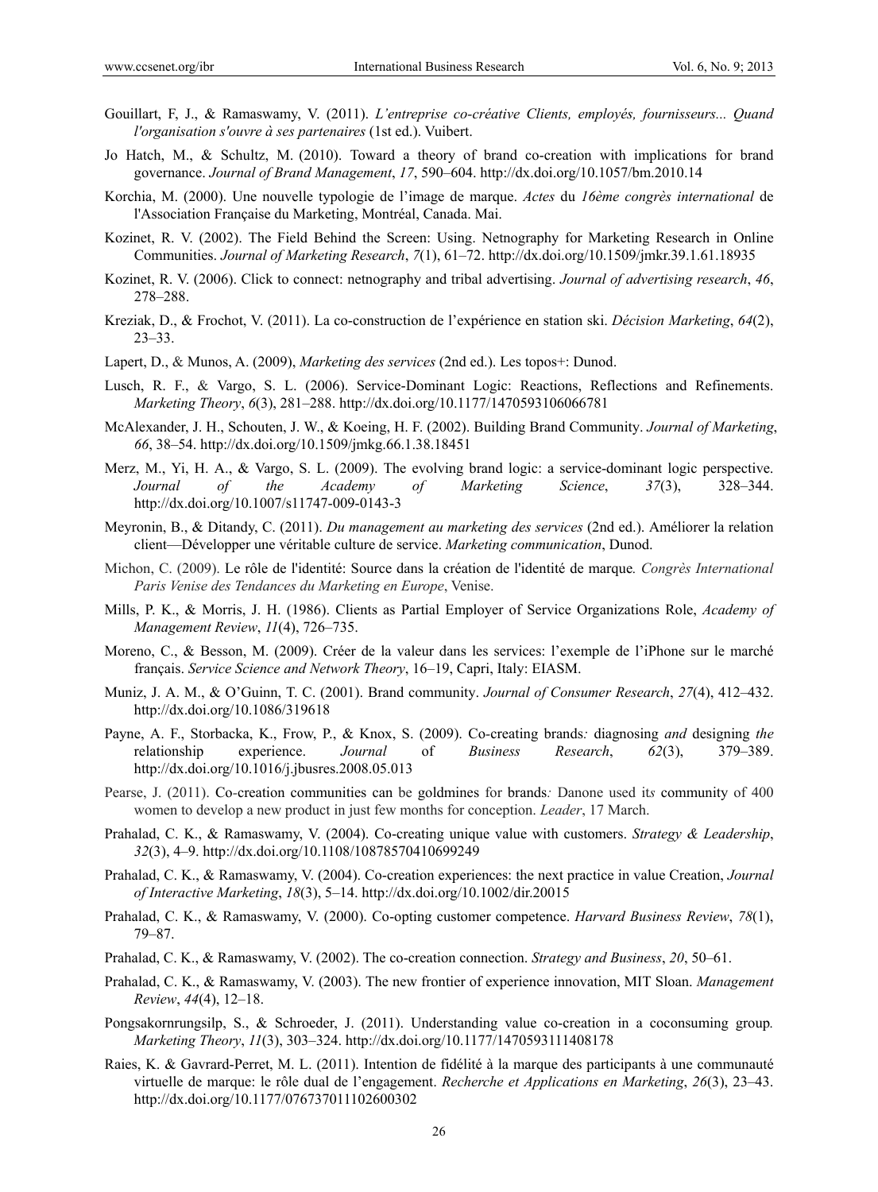Gouillart, F, J., & Ramaswamy, V. (2011). *L'entreprise co-créative Clients, employés, fournisseurs... Quand l'organisation s'ouvre à ses partenaires* (1st ed.). Vuibert.

Jo Hatch, M., & Schultz, M. (2010). Toward a theory of brand co-creation with implications for brand governance. *Journal of Brand Management*, *17*, 590–604. http://dx.doi.org/10.1057/bm.2010.14

Korchia, M. (2000). Une nouvelle typologie de l'image de marque. *Actes* du *16ème congrès international* de l'Association Française du Marketing, Montréal, Canada. Mai.

Kozinet, R. V. (2002). The Field Behind the Screen: Using. Netnography for Marketing Research in Online Communities. *Journal of Marketing Research*, *7*(1), 61–72. http://dx.doi.org/10.1509/jmkr.39.1.61.18935

Kozinet, R. V. (2006). Click to connect: netnography and tribal advertising. *Journal of advertising research*, *46*, 278–288.

Kreziak, D., & Frochot, V. (2011). La co-construction de l'expérience en station ski. *Décision Marketing*, *64*(2), 23–33.

Lapert, D., & Munos, A. (2009), *Marketing des services* (2nd ed.). Les topos+: Dunod.

Lusch, R. F., & Vargo, S. L. (2006). Service-Dominant Logic: Reactions, Reflections and Refinements. *Marketing Theory*, *6*(3), 281–288. http://dx.doi.org/10.1177/1470593106066781

McAlexander, J. H., Schouten, J. W., & Koeing, H. F. (2002). Building Brand Community. *Journal of Marketing*, *66*, 38–54. http://dx.doi.org/10.1509/jmkg.66.1.38.18451

Merz, M., Yi, H. A., & Vargo, S. L. (2009). The evolving brand logic: a service-dominant logic perspective. *Journal of the Academy of Marketing Science*, *37*(3), 328–344. http://dx.doi.org/10.1007/s11747-009-0143-3

Meyronin, B., & Ditandy, C. (2011). *Du management au marketing des services* (2nd ed.). Améliorer la relation client—Développer une véritable culture de service. *Marketing communication*, Dunod.

Michon, C. (2009). Le rôle de l'identité: Source dans la création de l'identité de marque*. Congrès International Paris Venise des Tendances du Marketing en Europe*, Venise.

Mills, P. K., & Morris, J. H. (1986). Clients as Partial Employer of Service Organizations Role, *Academy of Management Review*, *11*(4), 726–735.

Moreno, C., & Besson, M. (2009). Créer de la valeur dans les services: l'exemple de l'iPhone sur le marché français. *Service Science and Network Theory*, 16–19, Capri, Italy: EIASM.

Muniz, J. A. M., & O'Guinn, T. C. (2001). Brand community. *Journal of Consumer Research*, *27*(4), 412–432. http://dx.doi.org/10.1086/319618

Payne, A. F., Storbacka, K., Frow, P., & Knox, S. (2009). Co-creating brands*:* diagnosing *and* designing *the* relationship experience. *Journal* of *Business Research*, *62*(3), 379–389. http://dx.doi.org/10.1016/j.jbusres.2008.05.013

Pearse, J. (2011). Co-creation communities can be goldmines for brands*:* Danone used it*s* community of 400 women to develop a new product in just few months for conception. *Leader*, 17 March.

Prahalad, C. K., & Ramaswamy, V. (2004). Co-creating unique value with customers. *Strategy & Leadership*, *32*(3), 4–9. http://dx.doi.org/10.1108/10878570410699249

Prahalad, C. K., & Ramaswamy, V. (2004). Co-creation experiences: the next practice in value Creation, *Journal of Interactive Marketing*, *18*(3), 5–14. http://dx.doi.org/10.1002/dir.20015

Prahalad, C. K., & Ramaswamy, V. (2000). Co-opting customer competence. *Harvard Business Review*, *78*(1), 79–87.

Prahalad, C. K., & Ramaswamy, V. (2002). The co-creation connection. *Strategy and Business*, *20*, 50–61.

Prahalad, C. K., & Ramaswamy, V. (2003). The new frontier of experience innovation, MIT Sloan. *Management Review*, *44*(4), 12–18.

Pongsakornrungsilp, S., & Schroeder, J. (2011). Understanding value co-creation in a coconsuming group*. Marketing Theory*, *11*(3), 303–324. http://dx.doi.org/10.1177/1470593111408178

Raies, K. & Gavrard-Perret, M. L. (2011). Intention de fidélité à la marque des participants à une communauté virtuelle de marque: le rôle dual de l'engagement. *Recherche et Applications en Marketing*, *26*(3), 23–43. http://dx.doi.org/10.1177/076737011102600302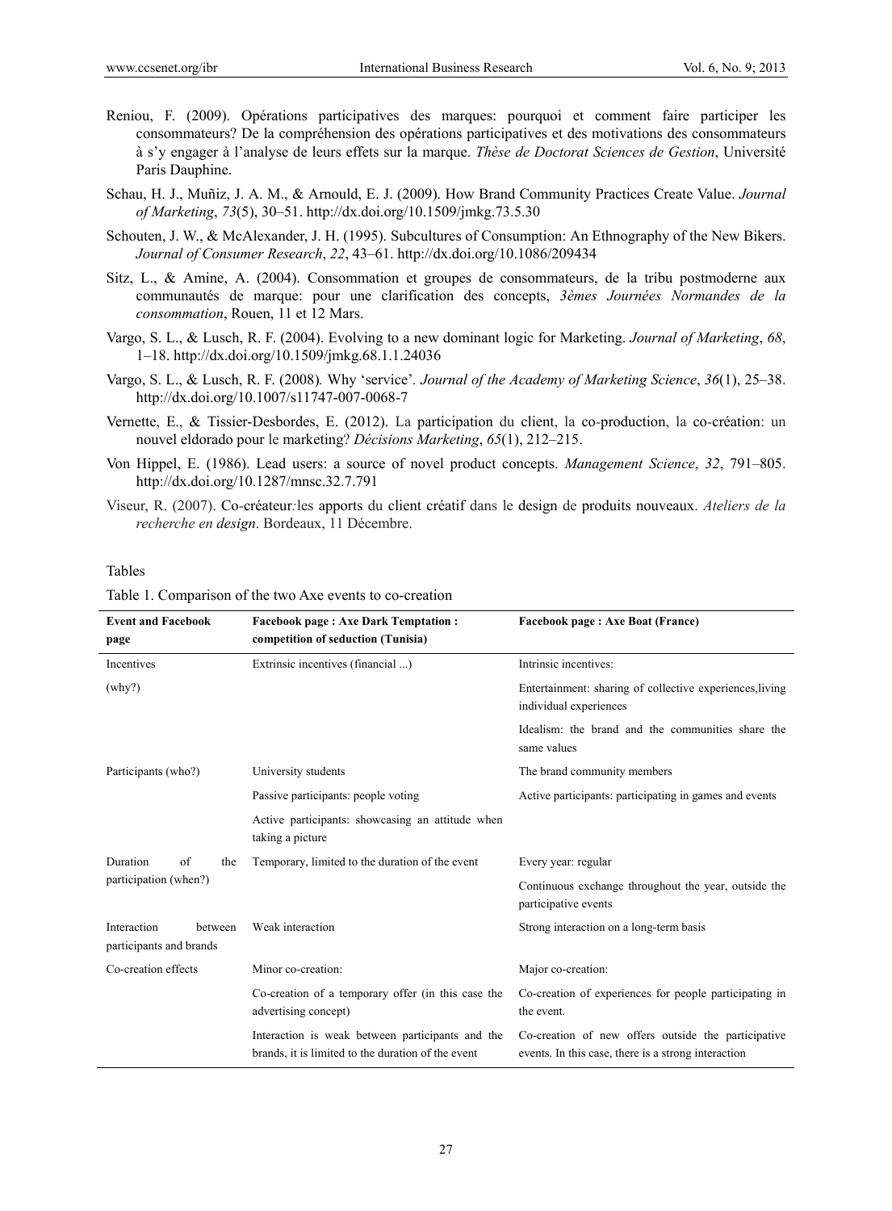Reniou, F. (2009). Opérations participatives des marques: pourquoi et comment faire participer les consommateurs? De la compréhension des opérations participatives et des motivations des consommateurs à s'y engager à l'analyse de leurs effets sur la marque. *Thèse de Doctorat Sciences de Gestion*, Université Paris Dauphine.

Schau, H. J., Muñiz, J. A. M., & Arnould, E. J. (2009). How Brand Community Practices Create Value. *Journal of Marketing*, *73*(5), 30–51. http://dx.doi.org/10.1509/jmkg.73.5.30

Schouten, J. W., & McAlexander, J. H. (1995). Subcultures of Consumption: An Ethnography of the New Bikers. *Journal of Consumer Research*, *22*, 43–61. http://dx.doi.org/10.1086/209434

Sitz, L., & Amine, A. (2004). Consommation et groupes de consommateurs, de la tribu postmoderne aux communautés de marque: pour une clarification des concepts, *3èmes Journées Normandes de la consommation*, Rouen, 11 et 12 Mars.

Vargo, S. L., & Lusch, R. F. (2004). Evolving to a new dominant logic for Marketing. *Journal of Marketing*, *68*, 1–18. http://dx.doi.org/10.1509/jmkg.68.1.1.24036

Vargo, S. L., & Lusch, R. F. (2008). Why 'service'. *Journal of the Academy of Marketing Science*, *36*(1), 25–38. http://dx.doi.org/10.1007/s11747-007-0068-7

Vernette, E., & Tissier-Desbordes, E. (2012). La participation du client, la co-production, la co-création: un nouvel eldorado pour le marketing? *Décisions Marketing*, *65*(1), 212–215.

Von Hippel, E. (1986). Lead users: a source of novel product concepts. *Management Science*, *32*, 791–805. http://dx.doi.org/10.1287/mnsc.32.7.791

Viseur, R. (2007). Co-créateur: les apports du client créatif dans le design de produits nouveaux. *Ateliers de la recherche en design*. Bordeaux, 11 Décembre.

## Tables

Table 1. Comparison of the two Axe events to co-creation

| **Event and Facebook page** | **Facebook page : Axe Dark Temptation : competition of seduction (Tunisia)** | **Facebook page : Axe Boat (France)** |
|---|---|---|
| Incentives (why?) | Extrinsic incentives (financial ...) | Intrinsic incentives: |
| | | Entertainment: sharing of collective experiences, living individual experiences |
| | | Idealism: the brand and the communities share the same values |
| Participants (who?) | University students | The brand community members |
| | Passive participants: people voting | Active participants: participating in games and events |
| | Active participants: showcasing an attitude when taking a picture | |
| Duration of the participation (when?) | Temporary, limited to the duration of the event | Every year: regular |
| | | Continuous exchange throughout the year, outside the participative events |
| Interaction between participants and brands | Weak interaction | Strong interaction on a long-term basis |
| Co-creation effects | Minor co-creation: | Major co-creation: |
| | Co-creation of a temporary offer (in this case the advertising concept) | Co-creation of experiences for people participating in the event. |
| | Interaction is weak between participants and the brands, it is limited to the duration of the event | Co-creation of new offers outside the participative events. In this case, there is a strong interaction |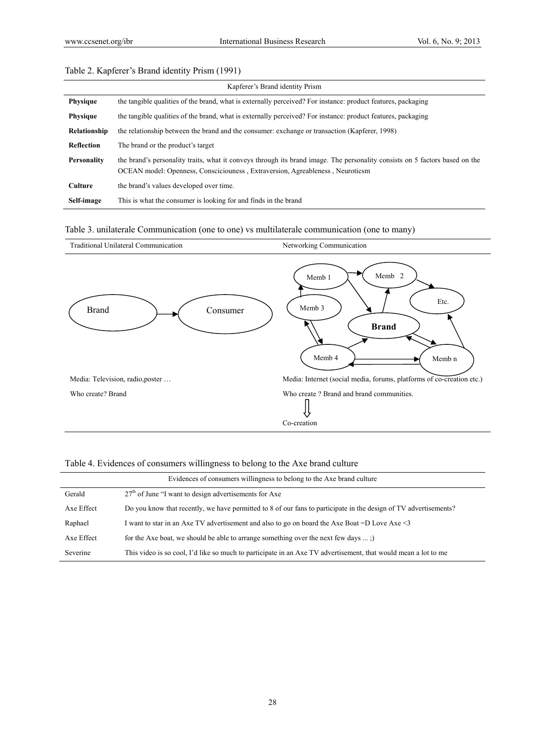Table 2. Kapferer's Brand identity Prism (1991)

| Kapferer's Brand identity Prism | |
|---|---|
| **Physique** | the tangible qualities of the brand, what is externally perceived? For instance: product features, packaging |
| **Physique** | the tangible qualities of the brand, what is externally perceived? For instance: product features, packaging |
| **Relationship** | the relationship between the brand and the consumer: exchange or transaction (Kapferer, 1998) |
| **Reflection** | The brand or the product's target |
| **Personality** | the brand's personality traits, what it conveys through its brand image. The personality consists on 5 factors based on the OCEAN model: Openness, Conscieiouness , Extraversion, Agreableness , Neuroticsm |
| **Culture** | the brand's values developed over time. |
| **Self-image** | This is what the consumer is looking for and finds in the brand |

Table 3. unilaterale Communication (one to one) vs multilaterale communication (one to many)

| Traditional Unilateral Communication | Networking Communication |
|---|---|
| Brand → Consumer | Memb 1, Memb 2, Memb 3, Memb 4, Memb n, Etc., Brand |
| Media: Television, radio,poster … | Media: Internet (social media, forums, platforms of co-creation etc.) |
| Who create? Brand | Who create ? Brand and brand communities. ⇩ Co-creation |

Table 4. Evidences of consumers willingness to belong to the Axe brand culture

| Evidences of consumers willingness to belong to the Axe brand culture | |
|---|---|
| Gerald | 27th of June "I want to design advertisements for Axe |
| Axe Effect | Do you know that recently, we have permitted to 8 of our fans to participate in the design of TV advertisements? |
| Raphael | I want to star in an Axe TV advertisement and also to go on board the Axe Boat =D Love Axe <3 |
| Axe Effect | for the Axe boat, we should be able to arrange something over the next few days ... ;) |
| Severine | This video is so cool, I'd like so much to participate in an Axe TV advertisement, that would mean a lot to me |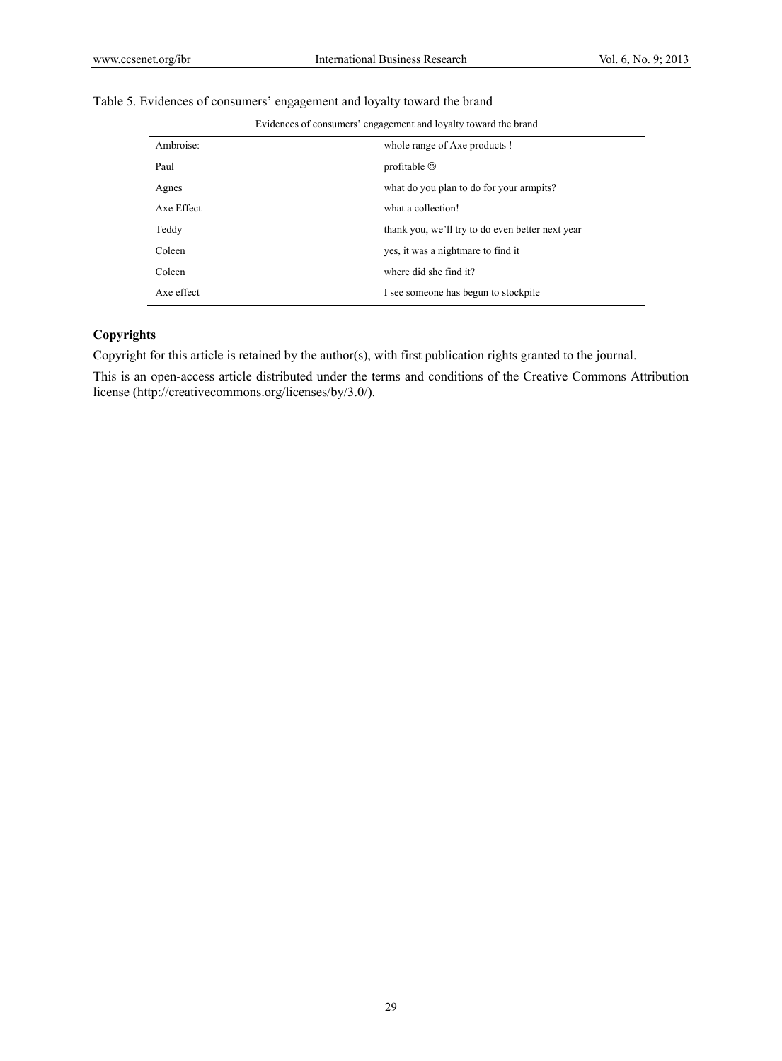Table 5. Evidences of consumers' engagement and loyalty toward the brand

| Evidences of consumers' engagement and loyalty toward the brand | |
|---|---|
| Ambroise: | whole range of Axe products ! |
| Paul | profitable ☺ |
| Agnes | what do you plan to do for your armpits? |
| Axe Effect | what a collection! |
| Teddy | thank you, we'll try to do even better next year |
| Coleen | yes, it was a nightmare to find it |
| Coleen | where did she find it? |
| Axe effect | I see someone has begun to stockpile |

## Copyrights

Copyright for this article is retained by the author(s), with first publication rights granted to the journal.

This is an open-access article distributed under the terms and conditions of the Creative Commons Attribution license (http://creativecommons.org/licenses/by/3.0/).